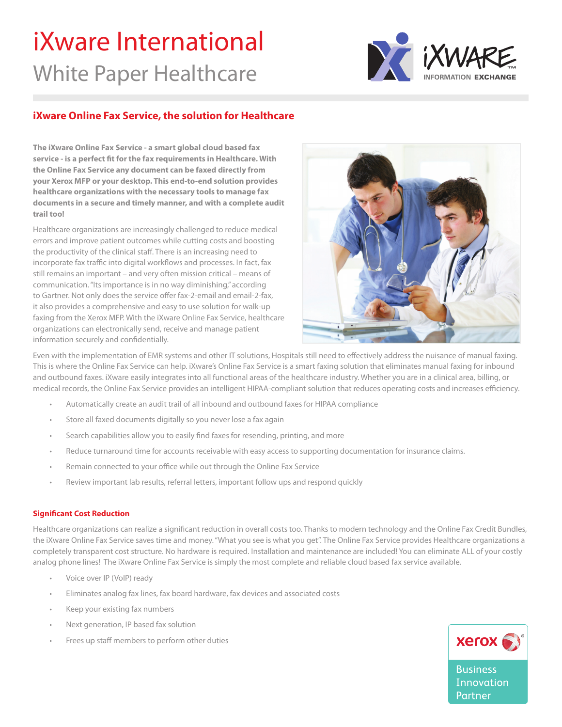# iXware International

## White Paper Healthcare

### iXware Online Fax Service, the solution for Healthcare

**The iXware Online Fax Service - a smart global cloud based fax service - is a perfect fit for the fax requirements in Healthcare. With the Online Fax Service any document can be faxed directly from your Xerox MFP or your desktop. This end-to-end solution provides healthcare organizations with the necessary tools to manage fax documents in a secure and timely manner, and with a complete audit trail too!**

Healthcare organizations are increasingly challenged to reduce medical errors and improve patient outcomes while cutting costs and boosting the productivity of the clinical staff. There is an increasing need to incorporate fax traffic into digital workflows and processes. In fact, fax still remains an important – and very often mission critical – means of communication. "Its importance is in no way diminishing," according to Gartner. Not only does the service offer fax-2-email and email-2-fax, it also provides a comprehensive and easy to use solution for walk-up faxing from the Xerox MFP. With the iXware Online Fax Service, healthcare organizations can electronically send, receive and manage patient information securely and confidentially.

Even with the implementation of EMR systems and other IT solutions, Hospitals still need to effectively address the nuisance of manual faxing. This is where the Online Fax Service can help. iXware's Online Fax Service is a smart faxing solution that eliminates manual faxing for inbound and outbound faxes. iXware easily integrates into all functional areas of the healthcare industry. Whether you are in a clinical area, billing, or medical records, the Online Fax Service provides an intelligent HIPAA-compliant solution that reduces operating costs and increases efficiency.

- Automatically create an audit trail of all inbound and outbound faxes for HIPAA compliance
- Store all faxed documents digitally so you never lose a fax again
- Search capabilities allow you to easily find faxes for resending, printing, and more
- Reduce turnaround time for accounts receivable with easy access to supporting documentation for insurance claims.
- Remain connected to your office while out through the Online Fax Service
- Review important lab results, referral letters, important follow ups and respond quickly

#### Significant Cost Reduction

Healthcare organizations can realize a significant reduction in overall costs too. Thanks to modern technology and the Online Fax Credit Bundles, the iXware Online Fax Service saves time and money. "What you see is what you get". The Online Fax Service provides Healthcare organizations a completely transparent cost structure. No hardware is required. Installation and maintenance are included! You can eliminate ALL of your costly analog phone lines! The iXware Online Fax Service is simply the most complete and reliable cloud based fax service available.

- Voice over IP (VoIP) ready
- Eliminates analog fax lines, fax board hardware, fax devices and associated costs
- Keep your existing fax numbers
- Next generation, IP based fax solution
- Frees up staff members to perform other duties

xerox® Business Innovation Partner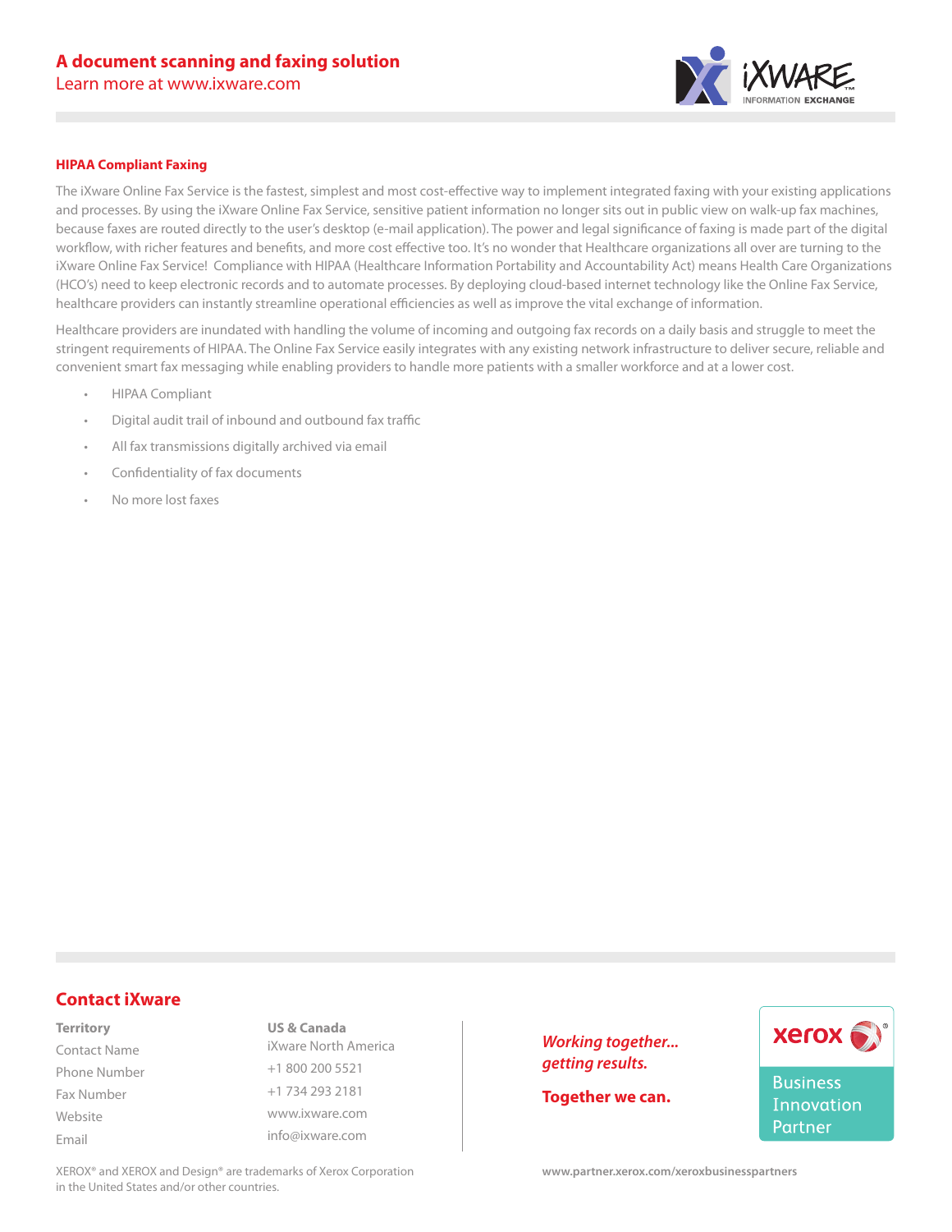**A document scanning and faxing solution**
Learn more at www.ixware.com

### HIPAA Compliant Faxing

The iXware Online Fax Service is the fastest, simplest and most cost-effective way to implement integrated faxing with your existing applications and processes. By using the iXware Online Fax Service, sensitive patient information no longer sits out in public view on walk-up fax machines, because faxes are routed directly to the user's desktop (e-mail application). The power and legal significance of faxing is made part of the digital workflow, with richer features and benefits, and more cost effective too. It's no wonder that Healthcare organizations all over are turning to the iXware Online Fax Service! Compliance with HIPAA (Healthcare Information Portability and Accountability Act) means Health Care Organizations (HCO's) need to keep electronic records and to automate processes. By deploying cloud-based internet technology like the Online Fax Service, healthcare providers can instantly streamline operational efficiencies as well as improve the vital exchange of information.

Healthcare providers are inundated with handling the volume of incoming and outgoing fax records on a daily basis and struggle to meet the stringent requirements of HIPAA. The Online Fax Service easily integrates with any existing network infrastructure to deliver secure, reliable and convenient smart fax messaging while enabling providers to handle more patients with a smaller workforce and at a lower cost.

- HIPAA Compliant
- Digital audit trail of inbound and outbound fax traffic
- All fax transmissions digitally archived via email
- Confidentiality of fax documents
- No more lost faxes

## Contact iXware

| Territory | US & Canada |
|---|---|
| Contact Name | iXware North America |
| Phone Number | +1 800 200 5521 |
| Fax Number | +1 734 293 2181 |
| Website | www.ixware.com |
| Email | info@ixware.com |

*Working together... getting results.*

**Together we can.**

xerox Business Innovation Partner

XEROX® and XEROX and Design® are trademarks of Xerox Corporation in the United States and/or other countries.

www.partner.xerox.com/xeroxbusinesspartners